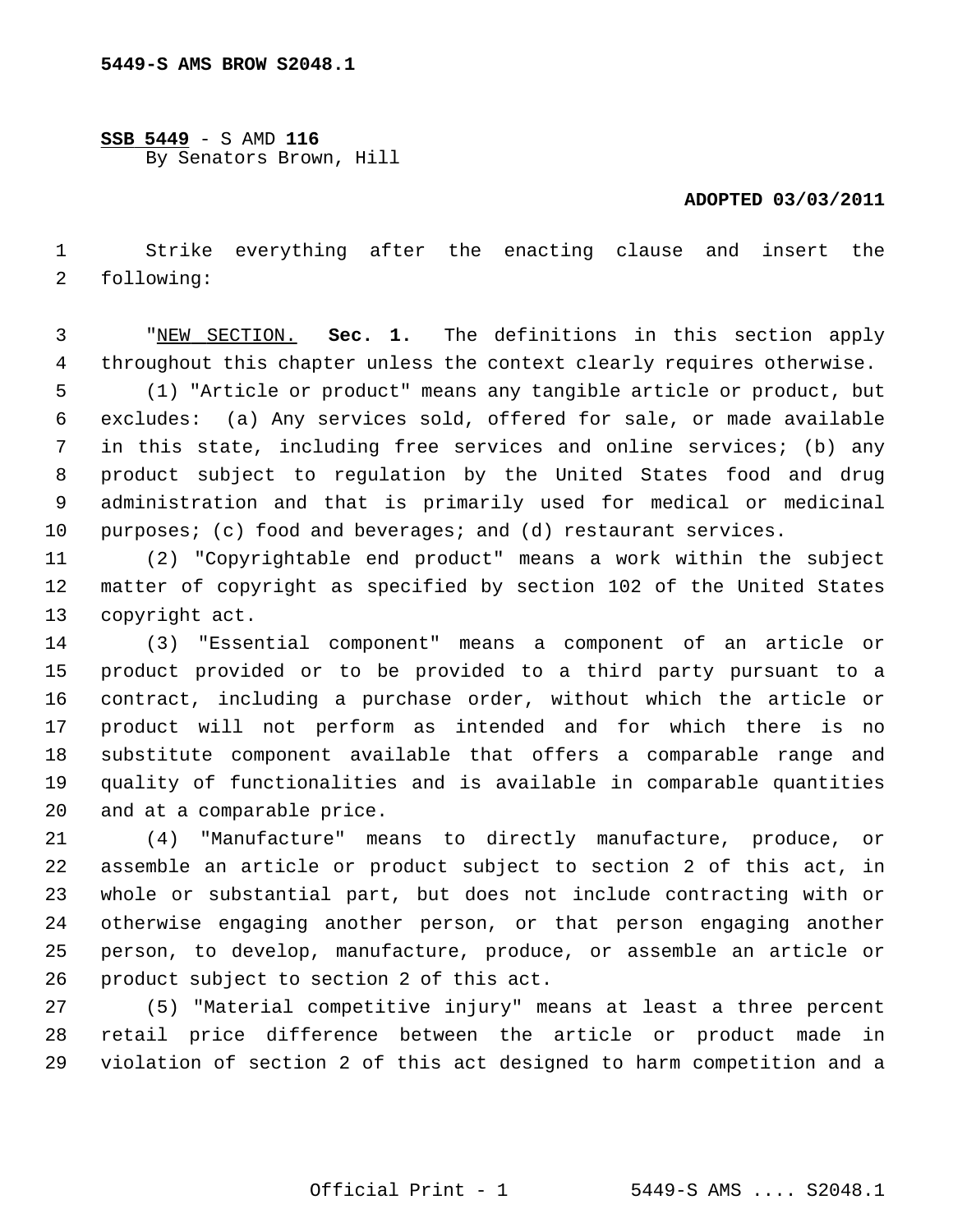5449-S AMS BROW S2048.1

**SSB 5449** - S AMD **116**
By Senators Brown, Hill

**ADOPTED 03/03/2011**

Strike everything after the enacting clause and insert the following:

"NEW SECTION. **Sec. 1.** The definitions in this section apply throughout this chapter unless the context clearly requires otherwise.

(1) "Article or product" means any tangible article or product, but excludes: (a) Any services sold, offered for sale, or made available in this state, including free services and online services; (b) any product subject to regulation by the United States food and drug administration and that is primarily used for medical or medicinal purposes; (c) food and beverages; and (d) restaurant services.

(2) "Copyrightable end product" means a work within the subject matter of copyright as specified by section 102 of the United States copyright act.

(3) "Essential component" means a component of an article or product provided or to be provided to a third party pursuant to a contract, including a purchase order, without which the article or product will not perform as intended and for which there is no substitute component available that offers a comparable range and quality of functionalities and is available in comparable quantities and at a comparable price.

(4) "Manufacture" means to directly manufacture, produce, or assemble an article or product subject to section 2 of this act, in whole or substantial part, but does not include contracting with or otherwise engaging another person, or that person engaging another person, to develop, manufacture, produce, or assemble an article or product subject to section 2 of this act.

(5) "Material competitive injury" means at least a three percent retail price difference between the article or product made in violation of section 2 of this act designed to harm competition and a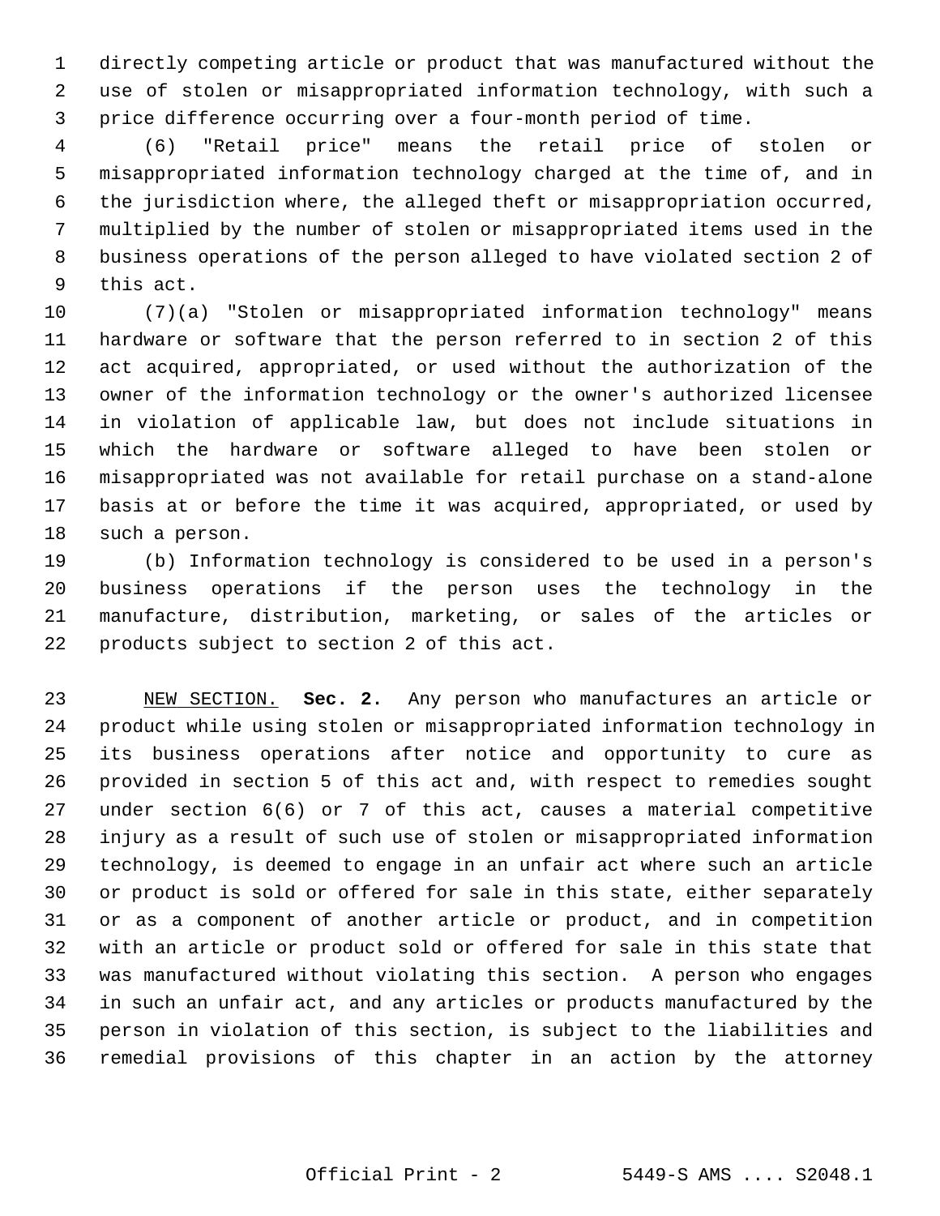directly competing article or product that was manufactured without the use of stolen or misappropriated information technology, with such a price difference occurring over a four-month period of time.

(6) "Retail price" means the retail price of stolen or misappropriated information technology charged at the time of, and in the jurisdiction where, the alleged theft or misappropriation occurred, multiplied by the number of stolen or misappropriated items used in the business operations of the person alleged to have violated section 2 of this act.

(7)(a) "Stolen or misappropriated information technology" means hardware or software that the person referred to in section 2 of this act acquired, appropriated, or used without the authorization of the owner of the information technology or the owner's authorized licensee in violation of applicable law, but does not include situations in which the hardware or software alleged to have been stolen or misappropriated was not available for retail purchase on a stand-alone basis at or before the time it was acquired, appropriated, or used by such a person.

(b) Information technology is considered to be used in a person's business operations if the person uses the technology in the manufacture, distribution, marketing, or sales of the articles or products subject to section 2 of this act.

NEW SECTION. **Sec. 2.** Any person who manufactures an article or product while using stolen or misappropriated information technology in its business operations after notice and opportunity to cure as provided in section 5 of this act and, with respect to remedies sought under section 6(6) or 7 of this act, causes a material competitive injury as a result of such use of stolen or misappropriated information technology, is deemed to engage in an unfair act where such an article or product is sold or offered for sale in this state, either separately or as a component of another article or product, and in competition with an article or product sold or offered for sale in this state that was manufactured without violating this section. A person who engages in such an unfair act, and any articles or products manufactured by the person in violation of this section, is subject to the liabilities and remedial provisions of this chapter in an action by the attorney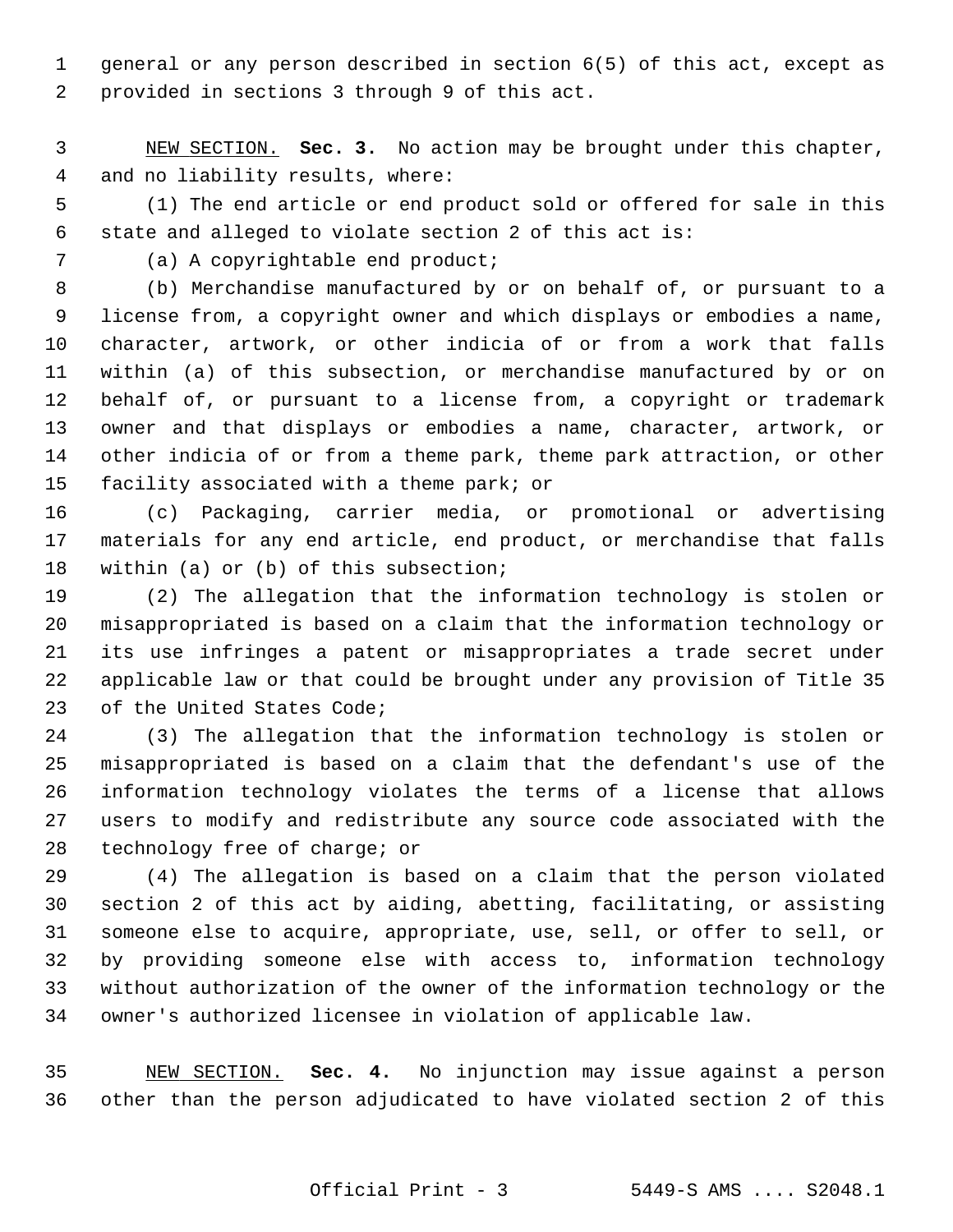general or any person described in section 6(5) of this act, except as provided in sections 3 through 9 of this act.

NEW SECTION. **Sec. 3.** No action may be brought under this chapter, and no liability results, where:

(1) The end article or end product sold or offered for sale in this state and alleged to violate section 2 of this act is:

(a) A copyrightable end product;

(b) Merchandise manufactured by or on behalf of, or pursuant to a license from, a copyright owner and which displays or embodies a name, character, artwork, or other indicia of or from a work that falls within (a) of this subsection, or merchandise manufactured by or on behalf of, or pursuant to a license from, a copyright or trademark owner and that displays or embodies a name, character, artwork, or other indicia of or from a theme park, theme park attraction, or other facility associated with a theme park; or

(c) Packaging, carrier media, or promotional or advertising materials for any end article, end product, or merchandise that falls within (a) or (b) of this subsection;

(2) The allegation that the information technology is stolen or misappropriated is based on a claim that the information technology or its use infringes a patent or misappropriates a trade secret under applicable law or that could be brought under any provision of Title 35 of the United States Code;

(3) The allegation that the information technology is stolen or misappropriated is based on a claim that the defendant's use of the information technology violates the terms of a license that allows users to modify and redistribute any source code associated with the technology free of charge; or

(4) The allegation is based on a claim that the person violated section 2 of this act by aiding, abetting, facilitating, or assisting someone else to acquire, appropriate, use, sell, or offer to sell, or by providing someone else with access to, information technology without authorization of the owner of the information technology or the owner's authorized licensee in violation of applicable law.

NEW SECTION. **Sec. 4.** No injunction may issue against a person other than the person adjudicated to have violated section 2 of this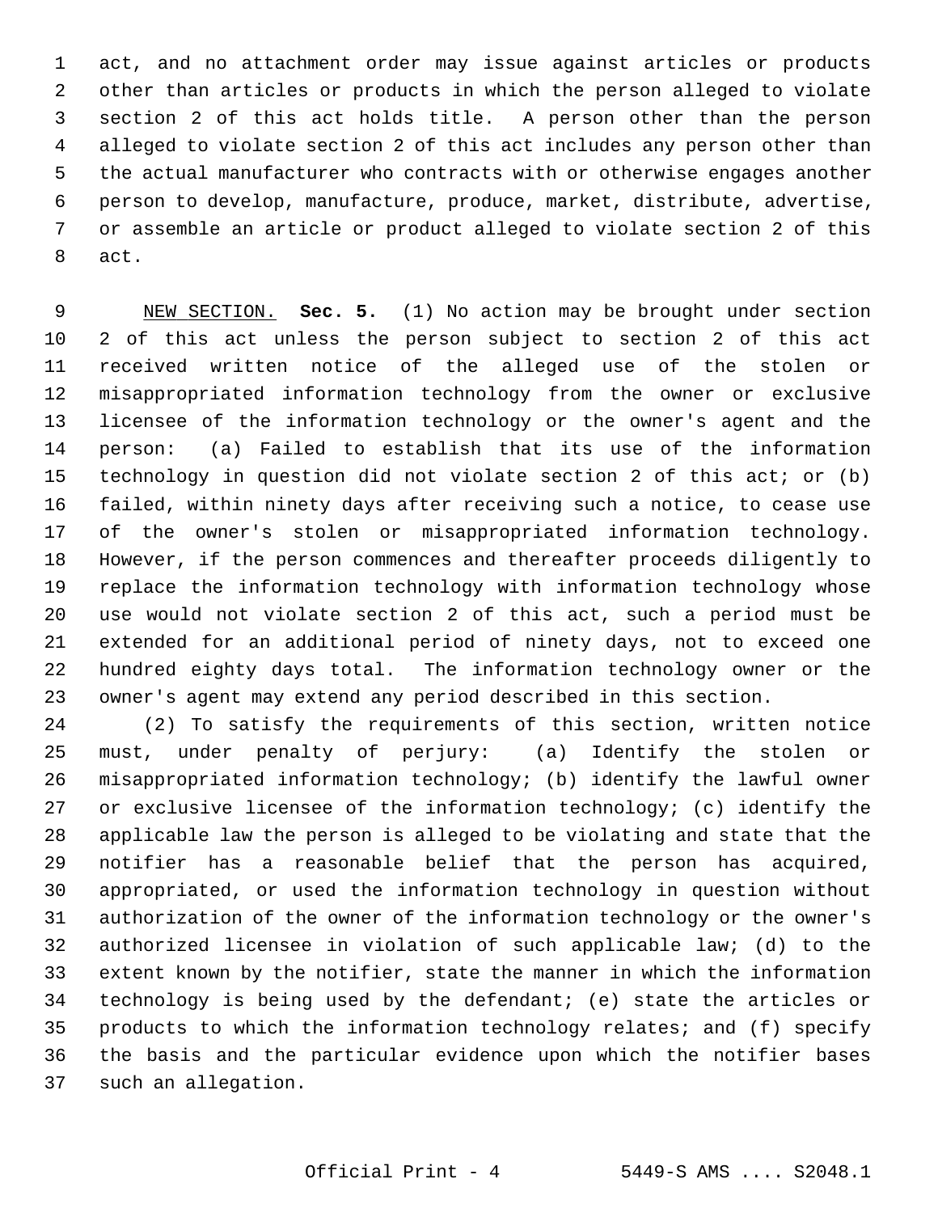act, and no attachment order may issue against articles or products other than articles or products in which the person alleged to violate section 2 of this act holds title. A person other than the person alleged to violate section 2 of this act includes any person other than the actual manufacturer who contracts with or otherwise engages another person to develop, manufacture, produce, market, distribute, advertise, or assemble an article or product alleged to violate section 2 of this act.

NEW SECTION. **Sec. 5.** (1) No action may be brought under section 2 of this act unless the person subject to section 2 of this act received written notice of the alleged use of the stolen or misappropriated information technology from the owner or exclusive licensee of the information technology or the owner's agent and the person: (a) Failed to establish that its use of the information technology in question did not violate section 2 of this act; or (b) failed, within ninety days after receiving such a notice, to cease use of the owner's stolen or misappropriated information technology. However, if the person commences and thereafter proceeds diligently to replace the information technology with information technology whose use would not violate section 2 of this act, such a period must be extended for an additional period of ninety days, not to exceed one hundred eighty days total. The information technology owner or the owner's agent may extend any period described in this section.

(2) To satisfy the requirements of this section, written notice must, under penalty of perjury: (a) Identify the stolen or misappropriated information technology; (b) identify the lawful owner or exclusive licensee of the information technology; (c) identify the applicable law the person is alleged to be violating and state that the notifier has a reasonable belief that the person has acquired, appropriated, or used the information technology in question without authorization of the owner of the information technology or the owner's authorized licensee in violation of such applicable law; (d) to the extent known by the notifier, state the manner in which the information technology is being used by the defendant; (e) state the articles or products to which the information technology relates; and (f) specify the basis and the particular evidence upon which the notifier bases such an allegation.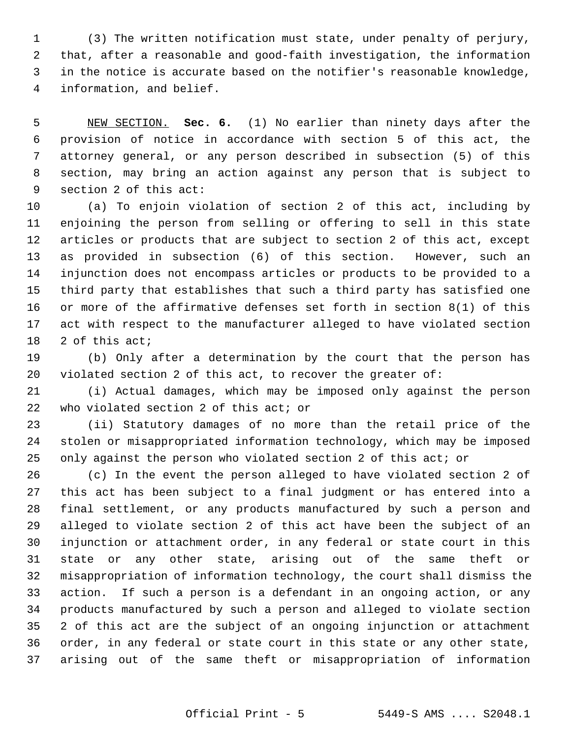(3) The written notification must state, under penalty of perjury, that, after a reasonable and good-faith investigation, the information in the notice is accurate based on the notifier's reasonable knowledge, information, and belief.

NEW SECTION. **Sec. 6.** (1) No earlier than ninety days after the provision of notice in accordance with section 5 of this act, the attorney general, or any person described in subsection (5) of this section, may bring an action against any person that is subject to section 2 of this act:

(a) To enjoin violation of section 2 of this act, including by enjoining the person from selling or offering to sell in this state articles or products that are subject to section 2 of this act, except as provided in subsection (6) of this section. However, such an injunction does not encompass articles or products to be provided to a third party that establishes that such a third party has satisfied one or more of the affirmative defenses set forth in section 8(1) of this act with respect to the manufacturer alleged to have violated section 2 of this act;

(b) Only after a determination by the court that the person has violated section 2 of this act, to recover the greater of:

(i) Actual damages, which may be imposed only against the person who violated section 2 of this act; or

(ii) Statutory damages of no more than the retail price of the stolen or misappropriated information technology, which may be imposed only against the person who violated section 2 of this act; or

(c) In the event the person alleged to have violated section 2 of this act has been subject to a final judgment or has entered into a final settlement, or any products manufactured by such a person and alleged to violate section 2 of this act have been the subject of an injunction or attachment order, in any federal or state court in this state or any other state, arising out of the same theft or misappropriation of information technology, the court shall dismiss the action. If such a person is a defendant in an ongoing action, or any products manufactured by such a person and alleged to violate section 2 of this act are the subject of an ongoing injunction or attachment order, in any federal or state court in this state or any other state, arising out of the same theft or misappropriation of information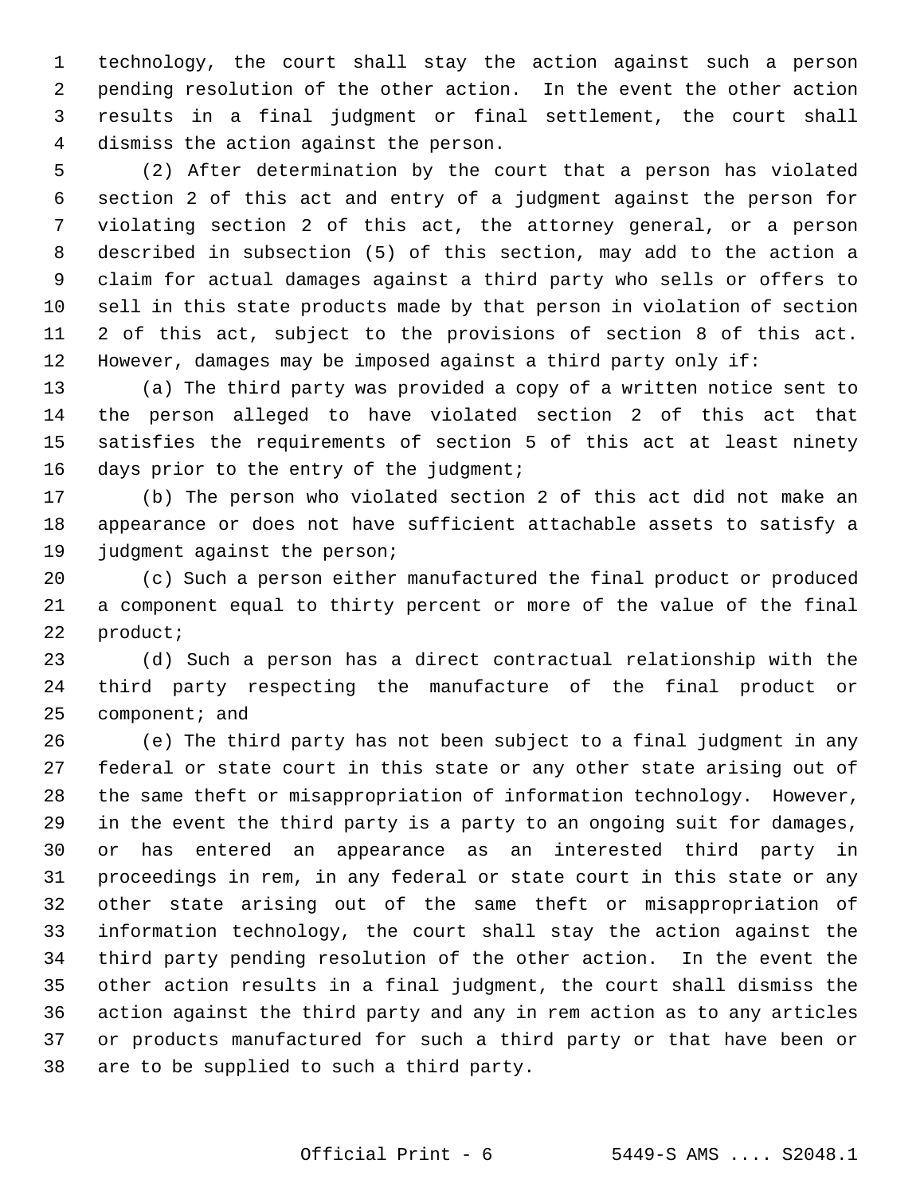technology, the court shall stay the action against such a person pending resolution of the other action. In the event the other action results in a final judgment or final settlement, the court shall dismiss the action against the person.

(2) After determination by the court that a person has violated section 2 of this act and entry of a judgment against the person for violating section 2 of this act, the attorney general, or a person described in subsection (5) of this section, may add to the action a claim for actual damages against a third party who sells or offers to sell in this state products made by that person in violation of section 2 of this act, subject to the provisions of section 8 of this act. However, damages may be imposed against a third party only if:

(a) The third party was provided a copy of a written notice sent to the person alleged to have violated section 2 of this act that satisfies the requirements of section 5 of this act at least ninety days prior to the entry of the judgment;

(b) The person who violated section 2 of this act did not make an appearance or does not have sufficient attachable assets to satisfy a judgment against the person;

(c) Such a person either manufactured the final product or produced a component equal to thirty percent or more of the value of the final product;

(d) Such a person has a direct contractual relationship with the third party respecting the manufacture of the final product or component; and

(e) The third party has not been subject to a final judgment in any federal or state court in this state or any other state arising out of the same theft or misappropriation of information technology. However, in the event the third party is a party to an ongoing suit for damages, or has entered an appearance as an interested third party in proceedings in rem, in any federal or state court in this state or any other state arising out of the same theft or misappropriation of information technology, the court shall stay the action against the third party pending resolution of the other action. In the event the other action results in a final judgment, the court shall dismiss the action against the third party and any in rem action as to any articles or products manufactured for such a third party or that have been or are to be supplied to such a third party.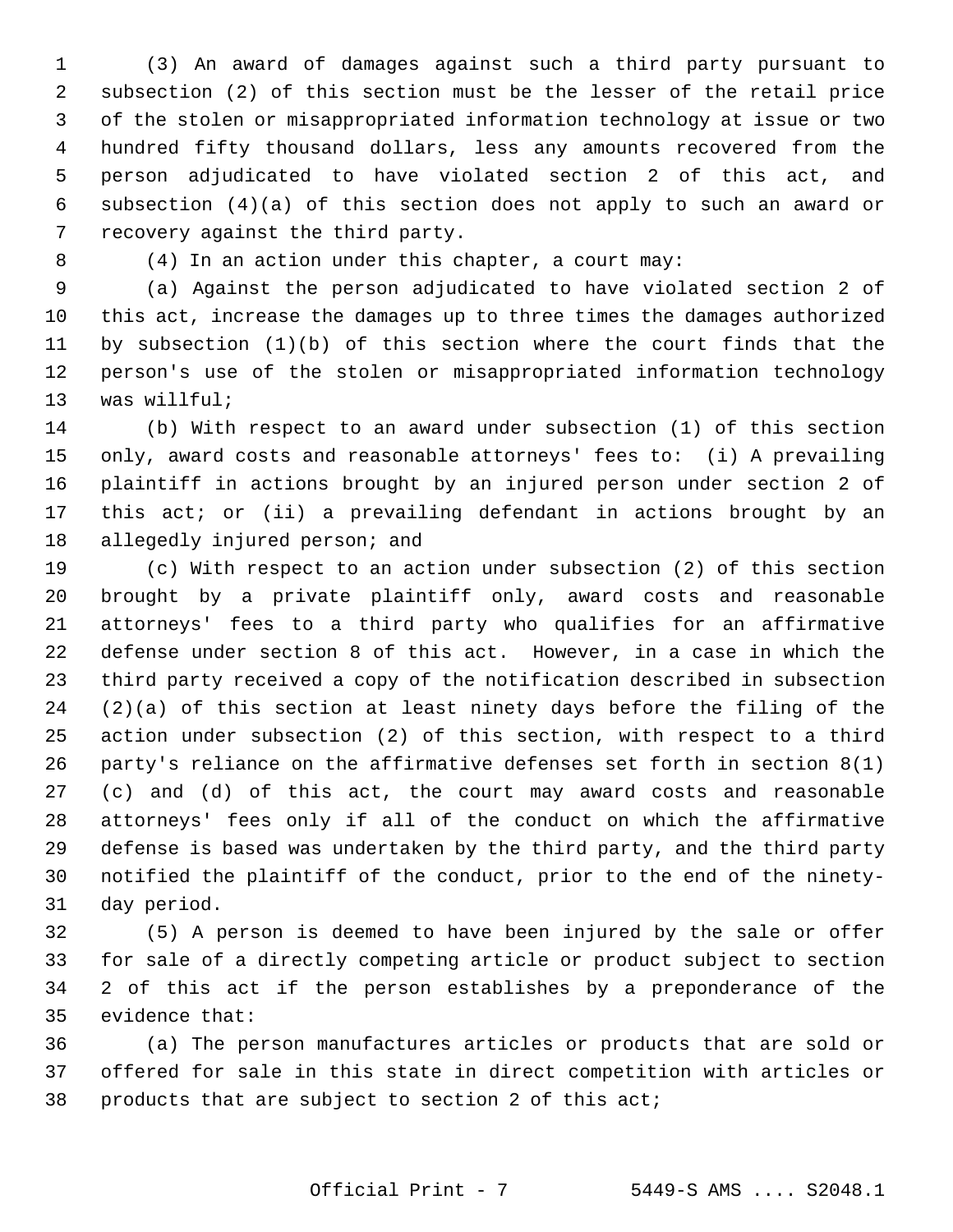(3) An award of damages against such a third party pursuant to subsection (2) of this section must be the lesser of the retail price of the stolen or misappropriated information technology at issue or two hundred fifty thousand dollars, less any amounts recovered from the person adjudicated to have violated section 2 of this act, and subsection (4)(a) of this section does not apply to such an award or recovery against the third party.

(4) In an action under this chapter, a court may:

(a) Against the person adjudicated to have violated section 2 of this act, increase the damages up to three times the damages authorized by subsection (1)(b) of this section where the court finds that the person's use of the stolen or misappropriated information technology was willful;

(b) With respect to an award under subsection (1) of this section only, award costs and reasonable attorneys' fees to: (i) A prevailing plaintiff in actions brought by an injured person under section 2 of this act; or (ii) a prevailing defendant in actions brought by an allegedly injured person; and

(c) With respect to an action under subsection (2) of this section brought by a private plaintiff only, award costs and reasonable attorneys' fees to a third party who qualifies for an affirmative defense under section 8 of this act. However, in a case in which the third party received a copy of the notification described in subsection (2)(a) of this section at least ninety days before the filing of the action under subsection (2) of this section, with respect to a third party's reliance on the affirmative defenses set forth in section 8(1)(c) and (d) of this act, the court may award costs and reasonable attorneys' fees only if all of the conduct on which the affirmative defense is based was undertaken by the third party, and the third party notified the plaintiff of the conduct, prior to the end of the ninety-day period.

(5) A person is deemed to have been injured by the sale or offer for sale of a directly competing article or product subject to section 2 of this act if the person establishes by a preponderance of the evidence that:

(a) The person manufactures articles or products that are sold or offered for sale in this state in direct competition with articles or products that are subject to section 2 of this act;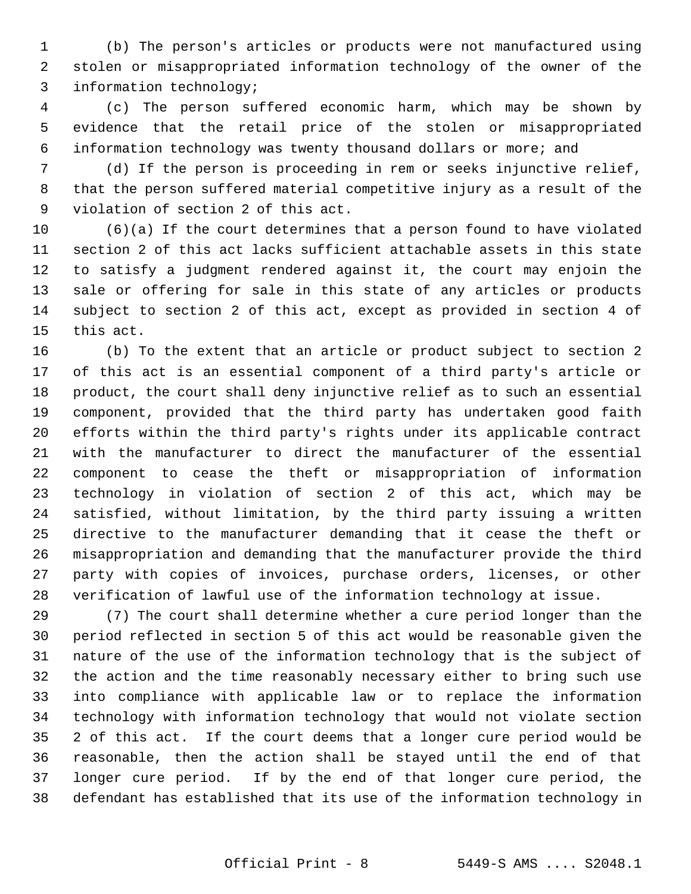(b) The person's articles or products were not manufactured using stolen or misappropriated information technology of the owner of the information technology;

(c) The person suffered economic harm, which may be shown by evidence that the retail price of the stolen or misappropriated information technology was twenty thousand dollars or more; and

(d) If the person is proceeding in rem or seeks injunctive relief, that the person suffered material competitive injury as a result of the violation of section 2 of this act.

(6)(a) If the court determines that a person found to have violated section 2 of this act lacks sufficient attachable assets in this state to satisfy a judgment rendered against it, the court may enjoin the sale or offering for sale in this state of any articles or products subject to section 2 of this act, except as provided in section 4 of this act.

(b) To the extent that an article or product subject to section 2 of this act is an essential component of a third party's article or product, the court shall deny injunctive relief as to such an essential component, provided that the third party has undertaken good faith efforts within the third party's rights under its applicable contract with the manufacturer to direct the manufacturer of the essential component to cease the theft or misappropriation of information technology in violation of section 2 of this act, which may be satisfied, without limitation, by the third party issuing a written directive to the manufacturer demanding that it cease the theft or misappropriation and demanding that the manufacturer provide the third party with copies of invoices, purchase orders, licenses, or other verification of lawful use of the information technology at issue.

(7) The court shall determine whether a cure period longer than the period reflected in section 5 of this act would be reasonable given the nature of the use of the information technology that is the subject of the action and the time reasonably necessary either to bring such use into compliance with applicable law or to replace the information technology with information technology that would not violate section 2 of this act. If the court deems that a longer cure period would be reasonable, then the action shall be stayed until the end of that longer cure period. If by the end of that longer cure period, the defendant has established that its use of the information technology in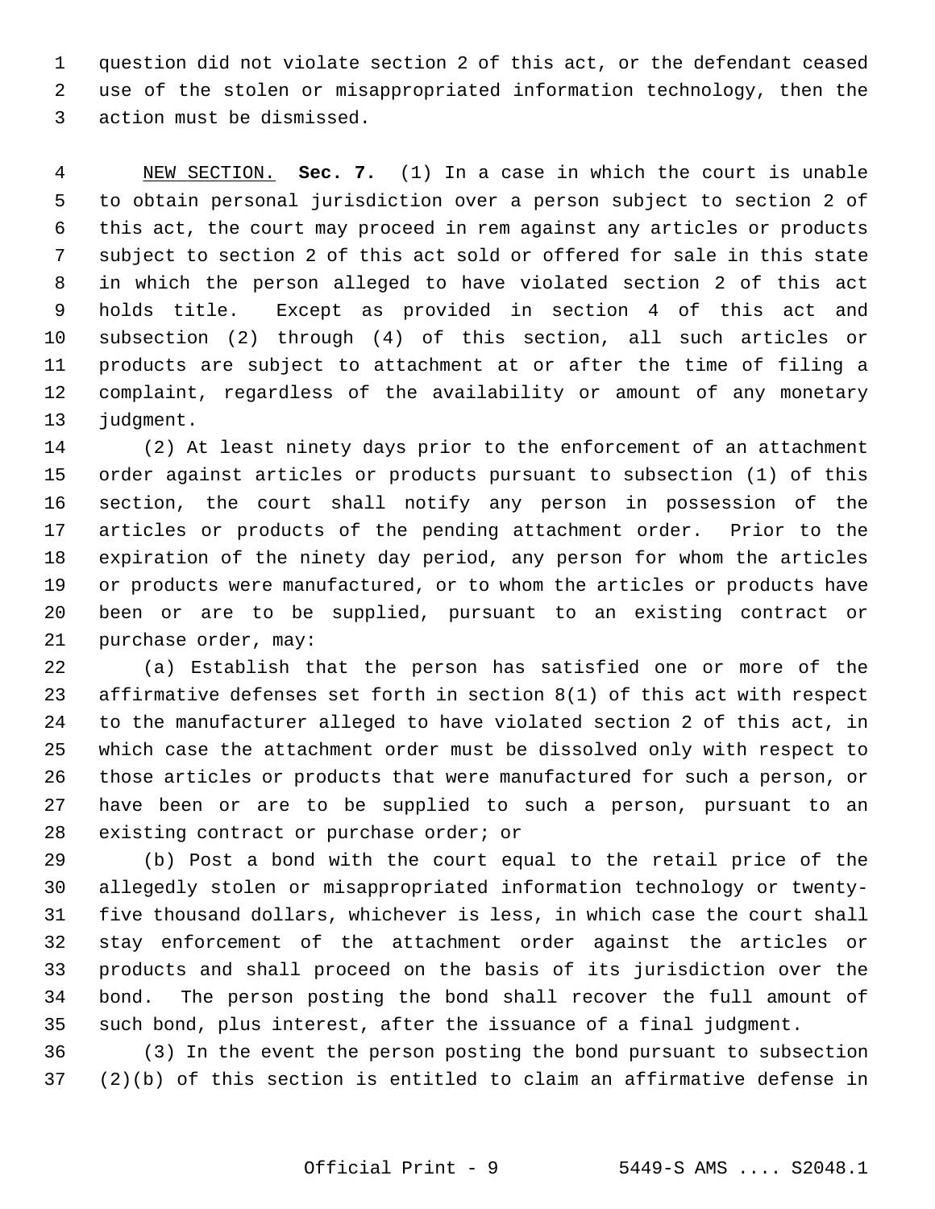question did not violate section 2 of this act, or the defendant ceased use of the stolen or misappropriated information technology, then the action must be dismissed.

NEW SECTION. **Sec. 7.** (1) In a case in which the court is unable to obtain personal jurisdiction over a person subject to section 2 of this act, the court may proceed in rem against any articles or products subject to section 2 of this act sold or offered for sale in this state in which the person alleged to have violated section 2 of this act holds title. Except as provided in section 4 of this act and subsection (2) through (4) of this section, all such articles or products are subject to attachment at or after the time of filing a complaint, regardless of the availability or amount of any monetary judgment.

(2) At least ninety days prior to the enforcement of an attachment order against articles or products pursuant to subsection (1) of this section, the court shall notify any person in possession of the articles or products of the pending attachment order. Prior to the expiration of the ninety day period, any person for whom the articles or products were manufactured, or to whom the articles or products have been or are to be supplied, pursuant to an existing contract or purchase order, may:

(a) Establish that the person has satisfied one or more of the affirmative defenses set forth in section 8(1) of this act with respect to the manufacturer alleged to have violated section 2 of this act, in which case the attachment order must be dissolved only with respect to those articles or products that were manufactured for such a person, or have been or are to be supplied to such a person, pursuant to an existing contract or purchase order; or

(b) Post a bond with the court equal to the retail price of the allegedly stolen or misappropriated information technology or twenty-five thousand dollars, whichever is less, in which case the court shall stay enforcement of the attachment order against the articles or products and shall proceed on the basis of its jurisdiction over the bond. The person posting the bond shall recover the full amount of such bond, plus interest, after the issuance of a final judgment.

(3) In the event the person posting the bond pursuant to subsection (2)(b) of this section is entitled to claim an affirmative defense in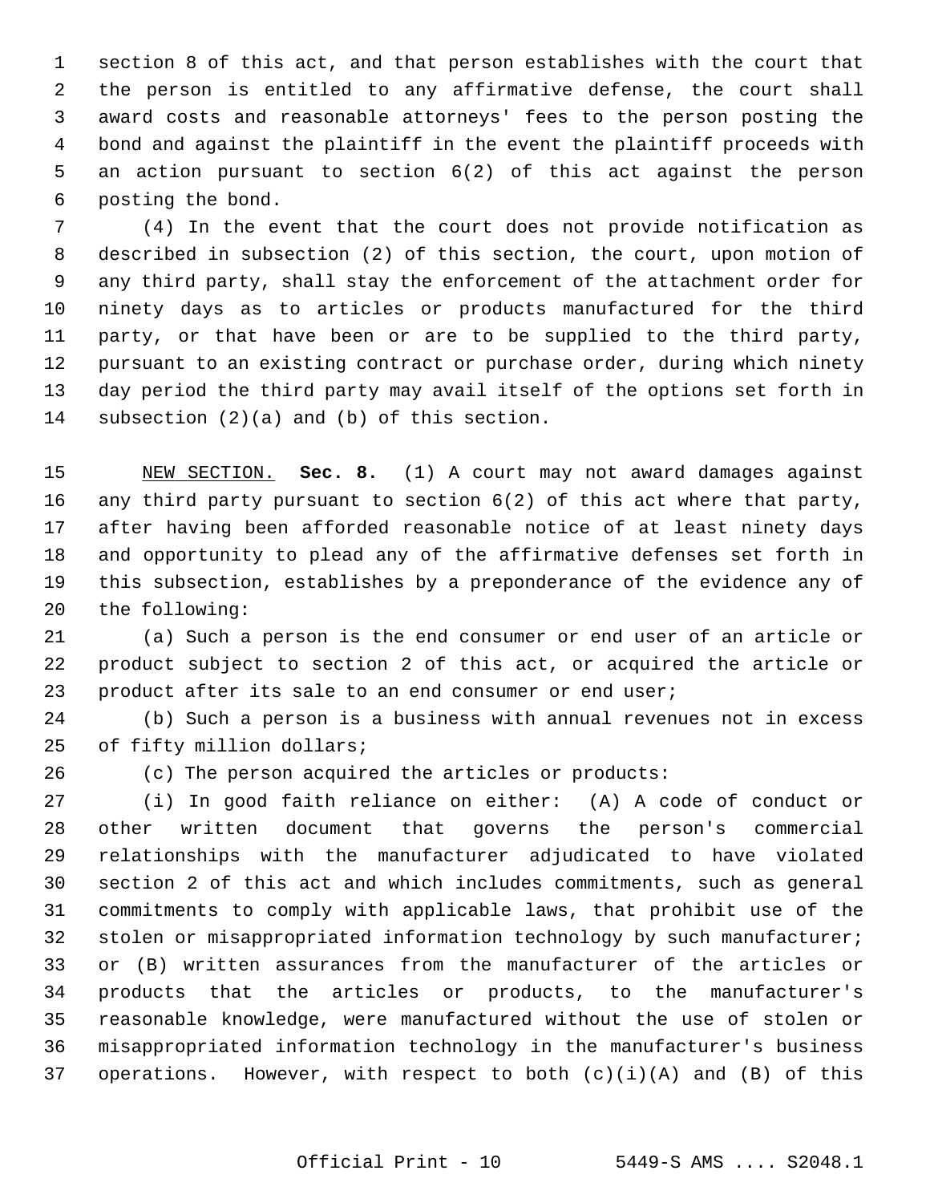section 8 of this act, and that person establishes with the court that the person is entitled to any affirmative defense, the court shall award costs and reasonable attorneys' fees to the person posting the bond and against the plaintiff in the event the plaintiff proceeds with an action pursuant to section 6(2) of this act against the person posting the bond.

(4) In the event that the court does not provide notification as described in subsection (2) of this section, the court, upon motion of any third party, shall stay the enforcement of the attachment order for ninety days as to articles or products manufactured for the third party, or that have been or are to be supplied to the third party, pursuant to an existing contract or purchase order, during which ninety day period the third party may avail itself of the options set forth in subsection (2)(a) and (b) of this section.

NEW SECTION. **Sec. 8.** (1) A court may not award damages against any third party pursuant to section 6(2) of this act where that party, after having been afforded reasonable notice of at least ninety days and opportunity to plead any of the affirmative defenses set forth in this subsection, establishes by a preponderance of the evidence any of the following:

(a) Such a person is the end consumer or end user of an article or product subject to section 2 of this act, or acquired the article or product after its sale to an end consumer or end user;

(b) Such a person is a business with annual revenues not in excess of fifty million dollars;

(c) The person acquired the articles or products:

(i) In good faith reliance on either: (A) A code of conduct or other written document that governs the person's commercial relationships with the manufacturer adjudicated to have violated section 2 of this act and which includes commitments, such as general commitments to comply with applicable laws, that prohibit use of the stolen or misappropriated information technology by such manufacturer; or (B) written assurances from the manufacturer of the articles or products that the articles or products, to the manufacturer's reasonable knowledge, were manufactured without the use of stolen or misappropriated information technology in the manufacturer's business operations. However, with respect to both (c)(i)(A) and (B) of this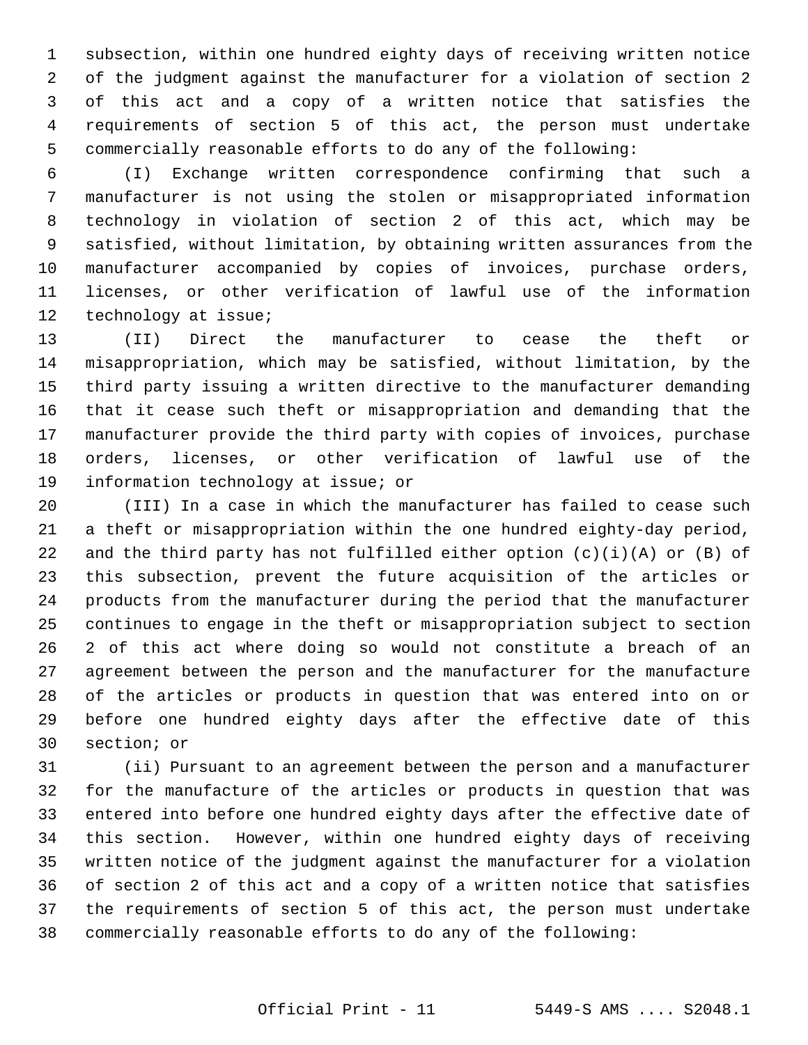subsection, within one hundred eighty days of receiving written notice of the judgment against the manufacturer for a violation of section 2 of this act and a copy of a written notice that satisfies the requirements of section 5 of this act, the person must undertake commercially reasonable efforts to do any of the following:

(I) Exchange written correspondence confirming that such a manufacturer is not using the stolen or misappropriated information technology in violation of section 2 of this act, which may be satisfied, without limitation, by obtaining written assurances from the manufacturer accompanied by copies of invoices, purchase orders, licenses, or other verification of lawful use of the information technology at issue;

(II) Direct the manufacturer to cease the theft or misappropriation, which may be satisfied, without limitation, by the third party issuing a written directive to the manufacturer demanding that it cease such theft or misappropriation and demanding that the manufacturer provide the third party with copies of invoices, purchase orders, licenses, or other verification of lawful use of the information technology at issue; or

(III) In a case in which the manufacturer has failed to cease such a theft or misappropriation within the one hundred eighty-day period, and the third party has not fulfilled either option (c)(i)(A) or (B) of this subsection, prevent the future acquisition of the articles or products from the manufacturer during the period that the manufacturer continues to engage in the theft or misappropriation subject to section 2 of this act where doing so would not constitute a breach of an agreement between the person and the manufacturer for the manufacture of the articles or products in question that was entered into on or before one hundred eighty days after the effective date of this section; or

(ii) Pursuant to an agreement between the person and a manufacturer for the manufacture of the articles or products in question that was entered into before one hundred eighty days after the effective date of this section. However, within one hundred eighty days of receiving written notice of the judgment against the manufacturer for a violation of section 2 of this act and a copy of a written notice that satisfies the requirements of section 5 of this act, the person must undertake commercially reasonable efforts to do any of the following: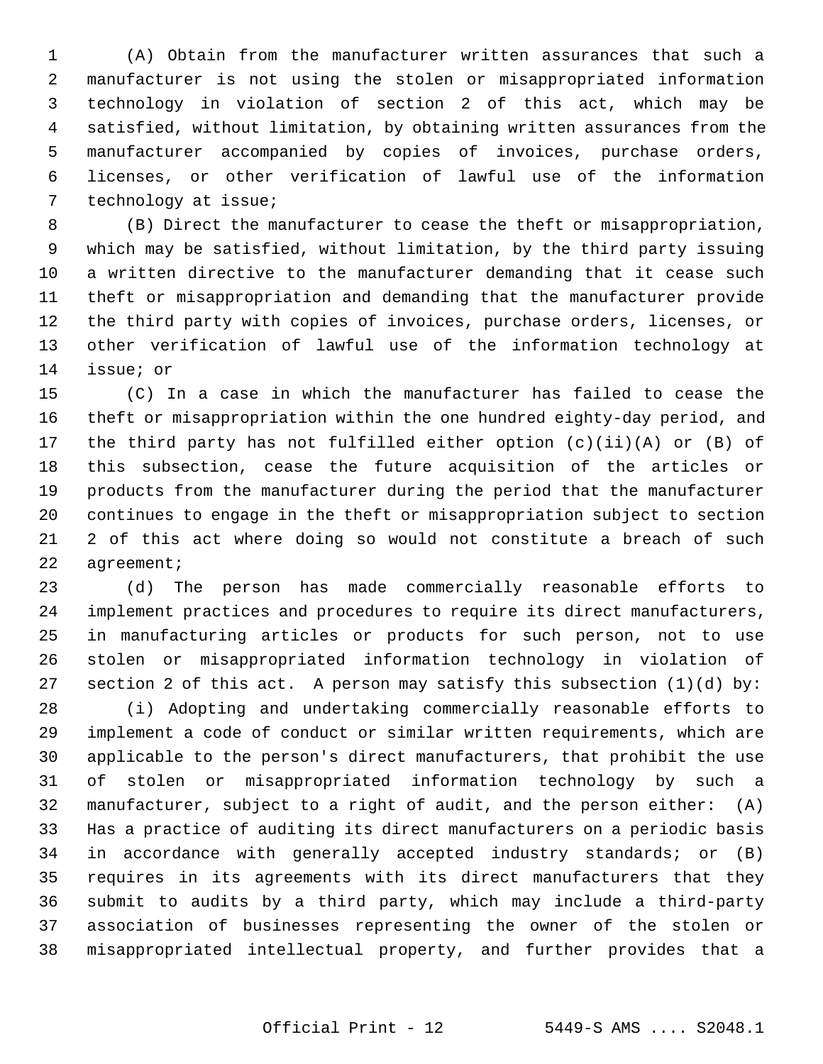(A) Obtain from the manufacturer written assurances that such a manufacturer is not using the stolen or misappropriated information technology in violation of section 2 of this act, which may be satisfied, without limitation, by obtaining written assurances from the manufacturer accompanied by copies of invoices, purchase orders, licenses, or other verification of lawful use of the information technology at issue;

(B) Direct the manufacturer to cease the theft or misappropriation, which may be satisfied, without limitation, by the third party issuing a written directive to the manufacturer demanding that it cease such theft or misappropriation and demanding that the manufacturer provide the third party with copies of invoices, purchase orders, licenses, or other verification of lawful use of the information technology at issue; or

(C) In a case in which the manufacturer has failed to cease the theft or misappropriation within the one hundred eighty-day period, and the third party has not fulfilled either option (c)(ii)(A) or (B) of this subsection, cease the future acquisition of the articles or products from the manufacturer during the period that the manufacturer continues to engage in the theft or misappropriation subject to section 2 of this act where doing so would not constitute a breach of such agreement;

(d) The person has made commercially reasonable efforts to implement practices and procedures to require its direct manufacturers, in manufacturing articles or products for such person, not to use stolen or misappropriated information technology in violation of section 2 of this act. A person may satisfy this subsection (1)(d) by:

(i) Adopting and undertaking commercially reasonable efforts to implement a code of conduct or similar written requirements, which are applicable to the person's direct manufacturers, that prohibit the use of stolen or misappropriated information technology by such a manufacturer, subject to a right of audit, and the person either: (A) Has a practice of auditing its direct manufacturers on a periodic basis in accordance with generally accepted industry standards; or (B) requires in its agreements with its direct manufacturers that they submit to audits by a third party, which may include a third-party association of businesses representing the owner of the stolen or misappropriated intellectual property, and further provides that a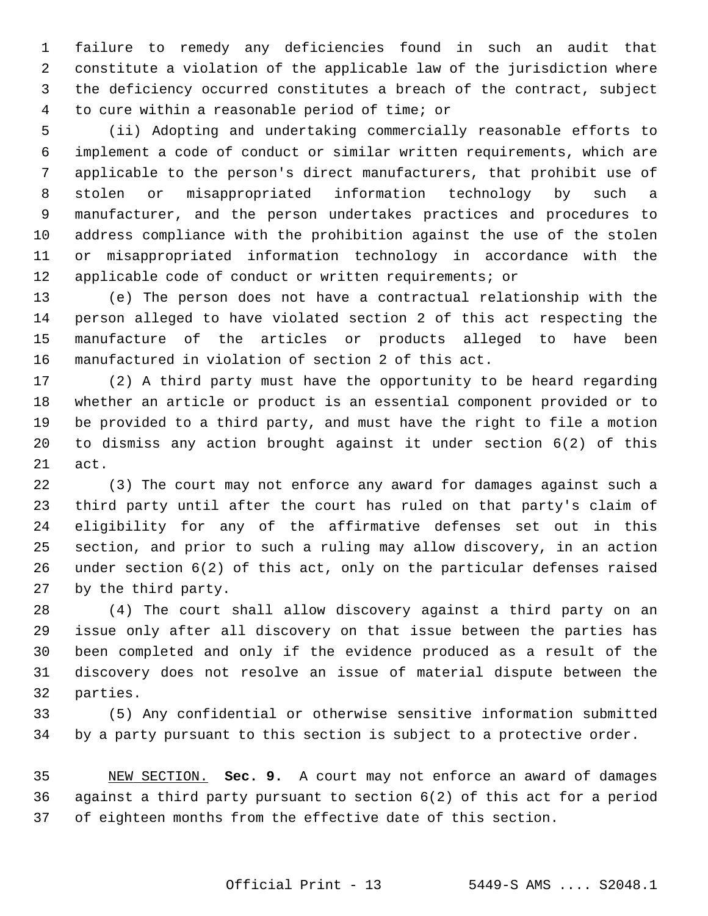failure to remedy any deficiencies found in such an audit that constitute a violation of the applicable law of the jurisdiction where the deficiency occurred constitutes a breach of the contract, subject to cure within a reasonable period of time; or

(ii) Adopting and undertaking commercially reasonable efforts to implement a code of conduct or similar written requirements, which are applicable to the person's direct manufacturers, that prohibit use of stolen or misappropriated information technology by such a manufacturer, and the person undertakes practices and procedures to address compliance with the prohibition against the use of the stolen or misappropriated information technology in accordance with the applicable code of conduct or written requirements; or

(e) The person does not have a contractual relationship with the person alleged to have violated section 2 of this act respecting the manufacture of the articles or products alleged to have been manufactured in violation of section 2 of this act.

(2) A third party must have the opportunity to be heard regarding whether an article or product is an essential component provided or to be provided to a third party, and must have the right to file a motion to dismiss any action brought against it under section 6(2) of this act.

(3) The court may not enforce any award for damages against such a third party until after the court has ruled on that party's claim of eligibility for any of the affirmative defenses set out in this section, and prior to such a ruling may allow discovery, in an action under section 6(2) of this act, only on the particular defenses raised by the third party.

(4) The court shall allow discovery against a third party on an issue only after all discovery on that issue between the parties has been completed and only if the evidence produced as a result of the discovery does not resolve an issue of material dispute between the parties.

(5) Any confidential or otherwise sensitive information submitted by a party pursuant to this section is subject to a protective order.

NEW SECTION. **Sec. 9.** A court may not enforce an award of damages against a third party pursuant to section 6(2) of this act for a period of eighteen months from the effective date of this section.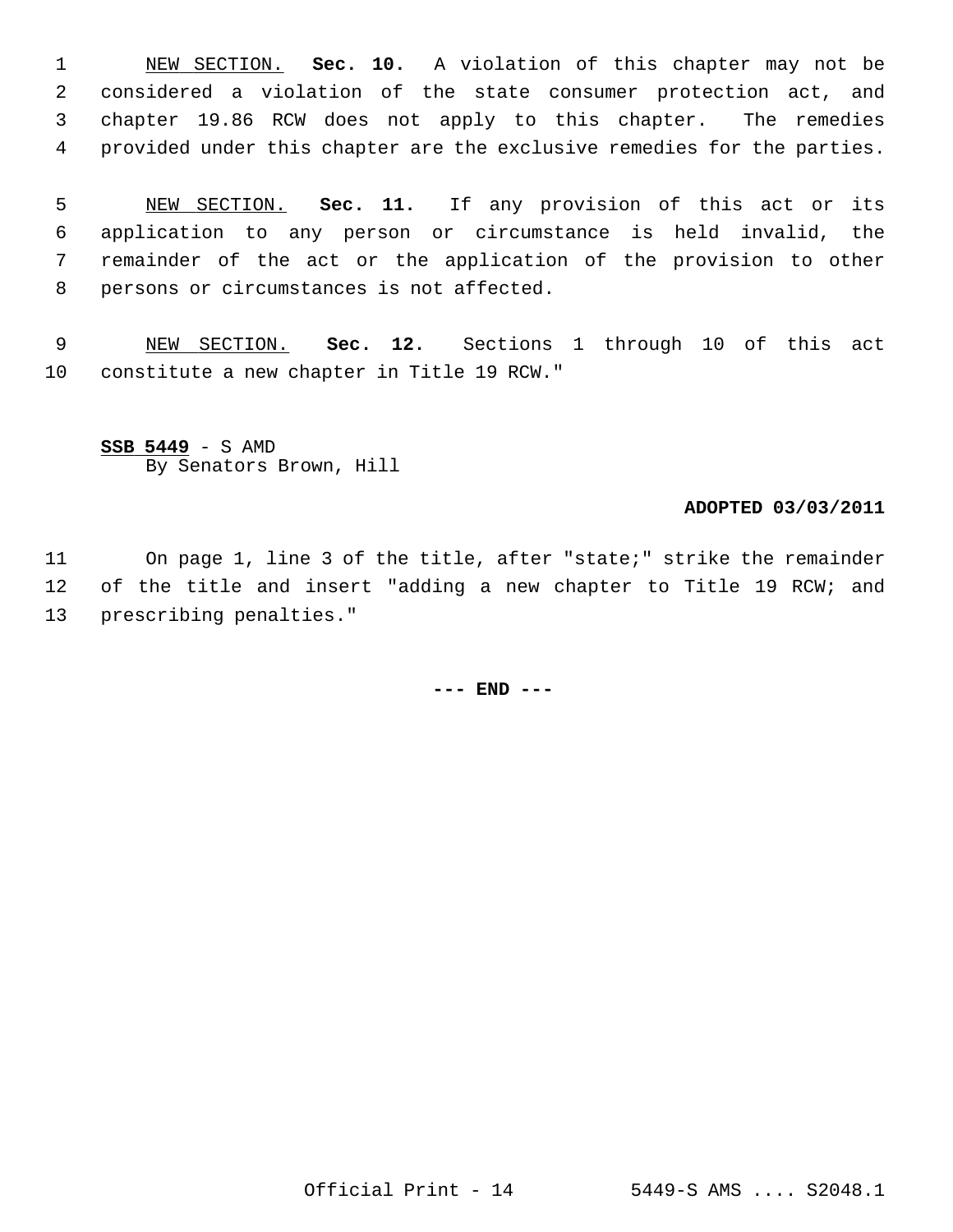<u>NEW SECTION.</u> **Sec. 10.** A violation of this chapter may not be considered a violation of the state consumer protection act, and chapter 19.86 RCW does not apply to this chapter. The remedies provided under this chapter are the exclusive remedies for the parties.

<u>NEW SECTION.</u> **Sec. 11.** If any provision of this act or its application to any person or circumstance is held invalid, the remainder of the act or the application of the provision to other persons or circumstances is not affected.

<u>NEW SECTION.</u> **Sec. 12.** Sections 1 through 10 of this act constitute a new chapter in Title 19 RCW."

**<u>SSB 5449</u>** - S AMD
By Senators Brown, Hill

**ADOPTED 03/03/2011**

On page 1, line 3 of the title, after "state;" strike the remainder of the title and insert "adding a new chapter to Title 19 RCW; and prescribing penalties."

**--- END ---**